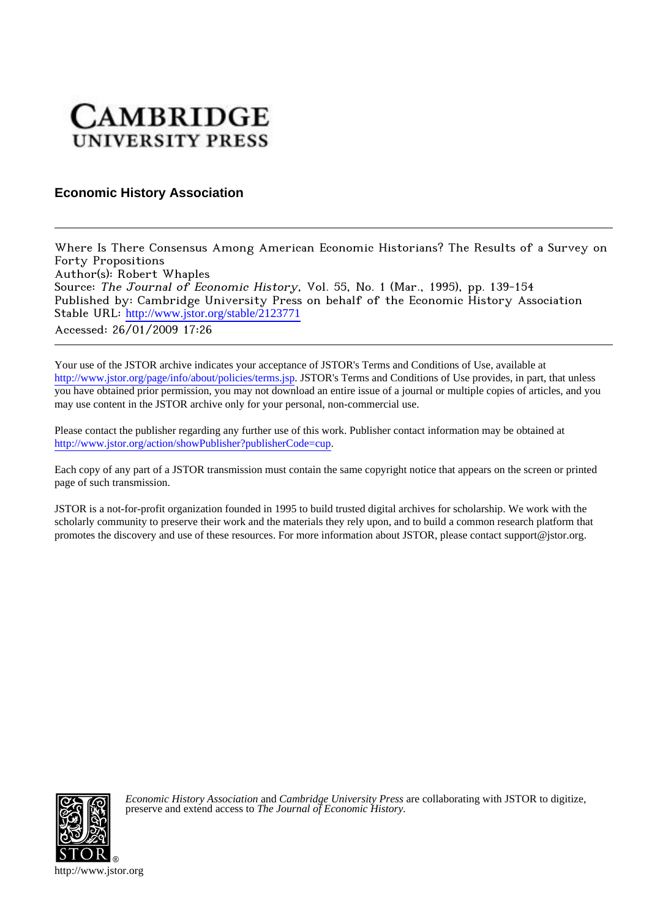**CAMBRIDGE**
**UNIVERSITY PRESS**

**Economic History Association**

---

Where Is There Consensus Among American Economic Historians? The Results of a Survey on Forty Propositions
Author(s): Robert Whaples
Source: *The Journal of Economic History*, Vol. 55, No. 1 (Mar., 1995), pp. 139-154
Published by: Cambridge University Press on behalf of the Economic History Association
Stable URL: http://www.jstor.org/stable/2123771
Accessed: 26/01/2009 17:26

---

Your use of the JSTOR archive indicates your acceptance of JSTOR's Terms and Conditions of Use, available at http://www.jstor.org/page/info/about/policies/terms.jsp. JSTOR's Terms and Conditions of Use provides, in part, that unless you have obtained prior permission, you may not download an entire issue of a journal or multiple copies of articles, and you may use content in the JSTOR archive only for your personal, non-commercial use.

Please contact the publisher regarding any further use of this work. Publisher contact information may be obtained at http://www.jstor.org/action/showPublisher?publisherCode=cup.

Each copy of any part of a JSTOR transmission must contain the same copyright notice that appears on the screen or printed page of such transmission.

JSTOR is a not-for-profit organization founded in 1995 to build trusted digital archives for scholarship. We work with the scholarly community to preserve their work and the materials they rely upon, and to build a common research platform that promotes the discovery and use of these resources. For more information about JSTOR, please contact support@jstor.org.

*Economic History Association* and *Cambridge University Press* are collaborating with JSTOR to digitize, preserve and extend access to *The Journal of Economic History*.

http://www.jstor.org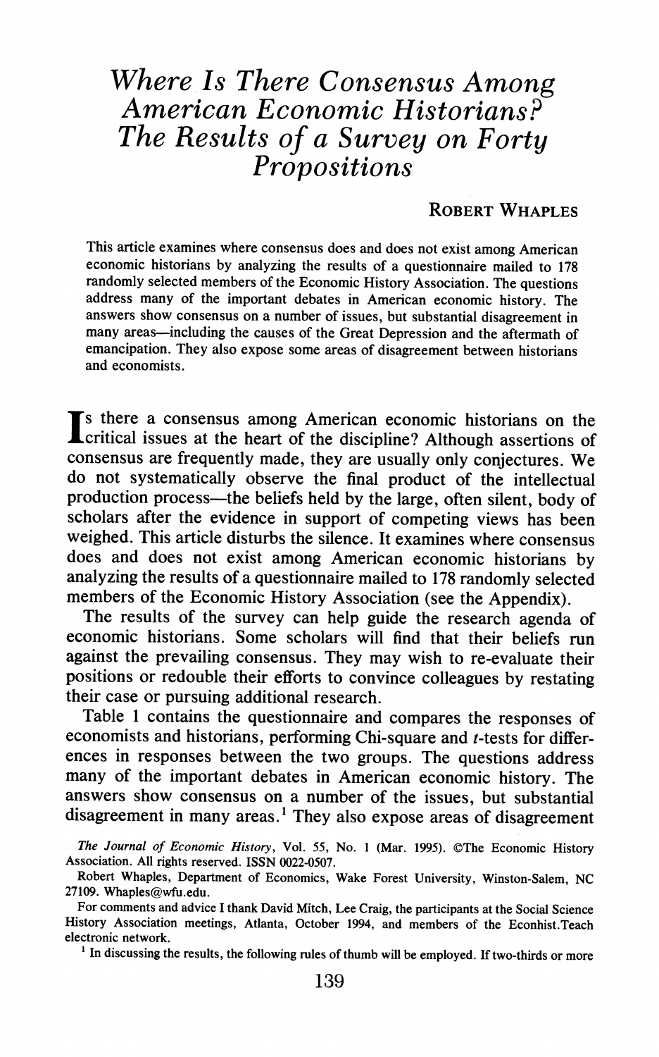# *Where Is There Consensus Among American Economic Historians? The Results of a Survey on Forty Propositions*

ROBERT WHAPLES

This article examines where consensus does and does not exist among American economic historians by analyzing the results of a questionnaire mailed to 178 randomly selected members of the Economic History Association. The questions address many of the important debates in American economic history. The answers show consensus on a number of issues, but substantial disagreement in many areas—including the causes of the Great Depression and the aftermath of emancipation. They also expose some areas of disagreement between historians and economists.

Is there a consensus among American economic historians on the critical issues at the heart of the discipline? Although assertions of consensus are frequently made, they are usually only conjectures. We do not systematically observe the final product of the intellectual production process—the beliefs held by the large, often silent, body of scholars after the evidence in support of competing views has been weighed. This article disturbs the silence. It examines where consensus does and does not exist among American economic historians by analyzing the results of a questionnaire mailed to 178 randomly selected members of the Economic History Association (see the Appendix).

The results of the survey can help guide the research agenda of economic historians. Some scholars will find that their beliefs run against the prevailing consensus. They may wish to re-evaluate their positions or redouble their efforts to convince colleagues by restating their case or pursuing additional research.

Table 1 contains the questionnaire and compares the responses of economists and historians, performing Chi-square and *t*-tests for differences in responses between the two groups. The questions address many of the important debates in American economic history. The answers show consensus on a number of the issues, but substantial disagreement in many areas.[1] They also expose areas of disagreement

---

*The Journal of Economic History*, Vol. 55, No. 1 (Mar. 1995). ©The Economic History Association. All rights reserved. ISSN 0022-0507.

Robert Whaples, Department of Economics, Wake Forest University, Winston-Salem, NC 27109. Whaples@wfu.edu.

For comments and advice I thank David Mitch, Lee Craig, the participants at the Social Science History Association meetings, Atlanta, October 1994, and members of the Econhist.Teach electronic network.

[1] In discussing the results, the following rules of thumb will be employed. If two-thirds or more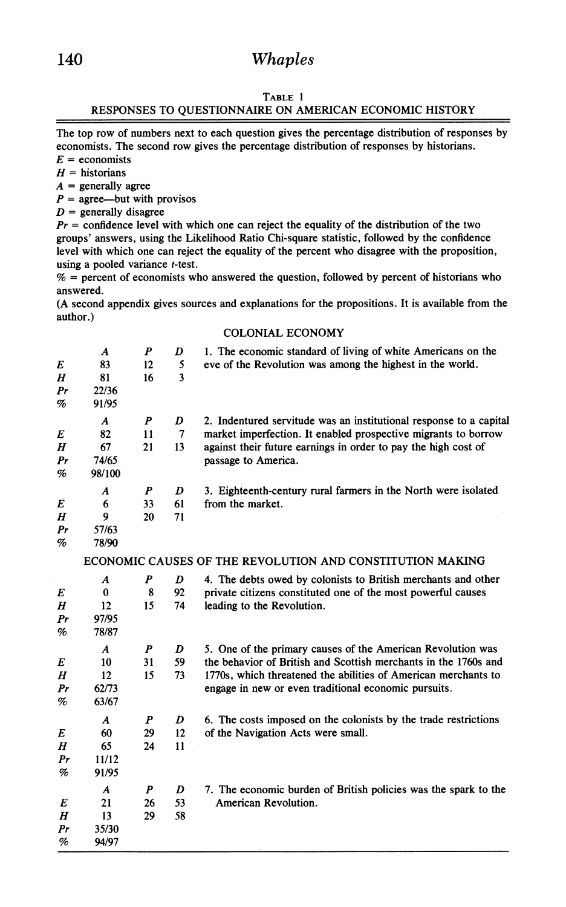TABLE 1

RESPONSES TO QUESTIONNAIRE ON AMERICAN ECONOMIC HISTORY

The top row of numbers next to each question gives the percentage distribution of responses by economists. The second row gives the percentage distribution of responses by historians.
$E$ = economists
$H$ = historians
$A$ = generally agree
$P$ = agree—but with provisos
$D$ = generally disagree
$Pr$ = confidence level with which one can reject the equality of the distribution of the two groups' answers, using the Likelihood Ratio Chi-square statistic, followed by the confidence level with which one can reject the equality of the percent who disagree with the proposition, using a pooled variance $t$-test.
% = percent of economists who answered the question, followed by percent of historians who answered.
(A second appendix gives sources and explanations for the propositions. It is available from the author.)

COLONIAL ECONOMY

| | A | P | D | |
|---|---|---|---|---|
| E | 83 | 12 | 5 | 1. The economic standard of living of white Americans on the eve of the Revolution was among the highest in the world. |
| H | 81 | 16 | 3 | |
| Pr | 22/36 | | | |
| % | 91/95 | | | |

| | A | P | D | |
|---|---|---|---|---|
| E | 82 | 11 | 7 | 2. Indentured servitude was an institutional response to a capital market imperfection. It enabled prospective migrants to borrow against their future earnings in order to pay the high cost of passage to America. |
| H | 67 | 21 | 13 | |
| Pr | 74/65 | | | |
| % | 98/100 | | | |

| | A | P | D | |
|---|---|---|---|---|
| E | 6 | 33 | 61 | 3. Eighteenth-century rural farmers in the North were isolated from the market. |
| H | 9 | 20 | 71 | |
| Pr | 57/63 | | | |
| % | 78/90 | | | |

ECONOMIC CAUSES OF THE REVOLUTION AND CONSTITUTION MAKING

| | A | P | D | |
|---|---|---|---|---|
| E | 0 | 8 | 92 | 4. The debts owed by colonists to British merchants and other private citizens constituted one of the most powerful causes leading to the Revolution. |
| H | 12 | 15 | 74 | |
| Pr | 97/95 | | | |
| % | 78/87 | | | |

| | A | P | D | |
|---|---|---|---|---|
| E | 10 | 31 | 59 | 5. One of the primary causes of the American Revolution was the behavior of British and Scottish merchants in the 1760s and 1770s, which threatened the abilities of American merchants to engage in new or even traditional economic pursuits. |
| H | 12 | 15 | 73 | |
| Pr | 62/73 | | | |
| % | 63/67 | | | |

| | A | P | D | |
|---|---|---|---|---|
| E | 60 | 29 | 12 | 6. The costs imposed on the colonists by the trade restrictions of the Navigation Acts were small. |
| H | 65 | 24 | 11 | |
| Pr | 11/12 | | | |
| % | 91/95 | | | |

| | A | P | D | |
|---|---|---|---|---|
| E | 21 | 26 | 53 | 7. The economic burden of British policies was the spark to the American Revolution. |
| H | 13 | 29 | 58 | |
| Pr | 35/30 | | | |
| % | 94/97 | | | |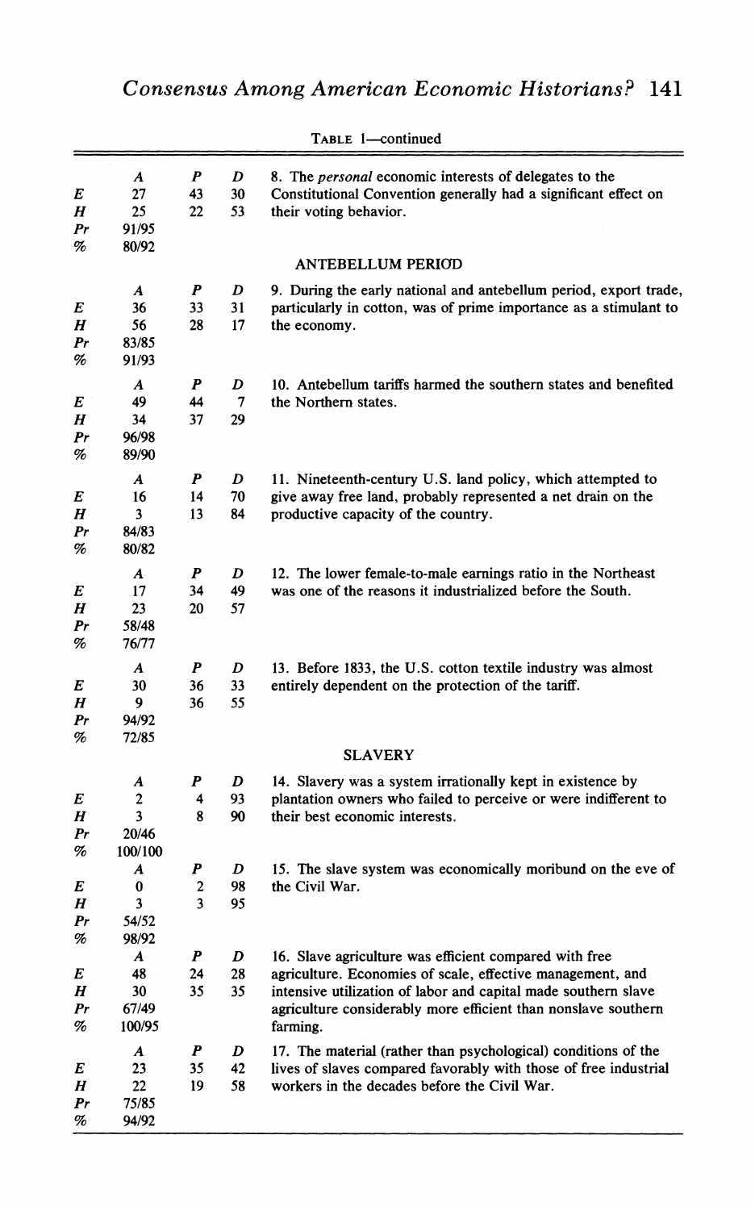TABLE 1—continued

| | A | P | D | |
|---|---|---|---|---|
| | A | P | D | 8. The *personal* economic interests of delegates to the Constitutional Convention generally had a significant effect on their voting behavior. |
| E | 27 | 43 | 30 | |
| H | 25 | 22 | 53 | |
| Pr | 91/95 | | | |
| % | 80/92 | | | |
| | | | | **ANTEBELLUM PERIOD** |
| | A | P | D | 9. During the early national and antebellum period, export trade, particularly in cotton, was of prime importance as a stimulant to the economy. |
| E | 36 | 33 | 31 | |
| H | 56 | 28 | 17 | |
| Pr | 83/85 | | | |
| % | 91/93 | | | |
| | A | P | D | 10. Antebellum tariffs harmed the southern states and benefited the Northern states. |
| E | 49 | 44 | 7 | |
| H | 34 | 37 | 29 | |
| Pr | 96/98 | | | |
| % | 89/90 | | | |
| | A | P | D | 11. Nineteenth-century U.S. land policy, which attempted to give away free land, probably represented a net drain on the productive capacity of the country. |
| E | 16 | 14 | 70 | |
| H | 3 | 13 | 84 | |
| Pr | 84/83 | | | |
| % | 80/82 | | | |
| | A | P | D | 12. The lower female-to-male earnings ratio in the Northeast was one of the reasons it industrialized before the South. |
| E | 17 | 34 | 49 | |
| H | 23 | 20 | 57 | |
| Pr | 58/48 | | | |
| % | 76/77 | | | |
| | A | P | D | 13. Before 1833, the U.S. cotton textile industry was almost entirely dependent on the protection of the tariff. |
| E | 30 | 36 | 33 | |
| H | 9 | 36 | 55 | |
| Pr | 94/92 | | | |
| % | 72/85 | | | |
| | | | | **SLAVERY** |
| | A | P | D | 14. Slavery was a system irrationally kept in existence by plantation owners who failed to perceive or were indifferent to their best economic interests. |
| E | 2 | 4 | 93 | |
| H | 3 | 8 | 90 | |
| Pr | 20/46 | | | |
| % | 100/100 | | | |
| | A | P | D | 15. The slave system was economically moribund on the eve of the Civil War. |
| E | 0 | 2 | 98 | |
| H | 3 | 3 | 95 | |
| Pr | 54/52 | | | |
| % | 98/92 | | | |
| | A | P | D | 16. Slave agriculture was efficient compared with free agriculture. Economies of scale, effective management, and intensive utilization of labor and capital made southern slave agriculture considerably more efficient than nonslave southern farming. |
| E | 48 | 24 | 28 | |
| H | 30 | 35 | 35 | |
| Pr | 67/49 | | | |
| % | 100/95 | | | |
| | A | P | D | 17. The material (rather than psychological) conditions of the lives of slaves compared favorably with those of free industrial workers in the decades before the Civil War. |
| E | 23 | 35 | 42 | |
| H | 22 | 19 | 58 | |
| Pr | 75/85 | | | |
| % | 94/92 | | | |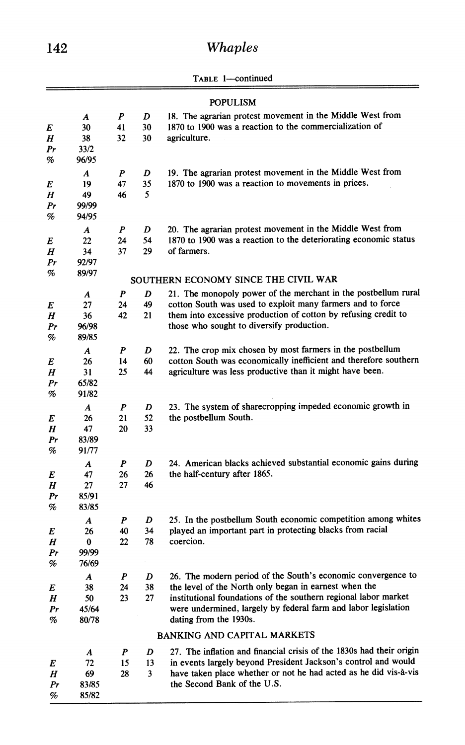TABLE 1—continued

## POPULISM

| | A | P | D | |
|---|---|---|---|---|
| E | 30 | 41 | 30 | 18. The agrarian protest movement in the Middle West from 1870 to 1900 was a reaction to the commercialization of agriculture. |
| H | 38 | 32 | 30 | |
| Pr | 33/2 | | | |
| % | 96/95 | | | |

| | A | P | D | |
|---|---|---|---|---|
| E | 19 | 47 | 35 | 19. The agrarian protest movement in the Middle West from 1870 to 1900 was a reaction to movements in prices. |
| H | 49 | 46 | 5 | |
| Pr | 99/99 | | | |
| % | 94/95 | | | |

| | A | P | D | |
|---|---|---|---|---|
| E | 22 | 24 | 54 | 20. The agrarian protest movement in the Middle West from 1870 to 1900 was a reaction to the deteriorating economic status of farmers. |
| H | 34 | 37 | 29 | |
| Pr | 92/97 | | | |
| % | 89/97 | | | |

## SOUTHERN ECONOMY SINCE THE CIVIL WAR

| | A | P | D | |
|---|---|---|---|---|
| E | 27 | 24 | 49 | 21. The monopoly power of the merchant in the postbellum rural cotton South was used to exploit many farmers and to force them into excessive production of cotton by refusing credit to those who sought to diversify production. |
| H | 36 | 42 | 21 | |
| Pr | 96/98 | | | |
| % | 89/85 | | | |

| | A | P | D | |
|---|---|---|---|---|
| E | 26 | 14 | 60 | 22. The crop mix chosen by most farmers in the postbellum cotton South was economically inefficient and therefore southern agriculture was less productive than it might have been. |
| H | 31 | 25 | 44 | |
| Pr | 65/82 | | | |
| % | 91/82 | | | |

| | A | P | D | |
|---|---|---|---|---|
| E | 26 | 21 | 52 | 23. The system of sharecropping impeded economic growth in the postbellum South. |
| H | 47 | 20 | 33 | |
| Pr | 83/89 | | | |
| % | 91/77 | | | |

| | A | P | D | |
|---|---|---|---|---|
| E | 47 | 26 | 26 | 24. American blacks achieved substantial economic gains during the half-century after 1865. |
| H | 27 | 27 | 46 | |
| Pr | 85/91 | | | |
| % | 83/85 | | | |

| | A | P | D | |
|---|---|---|---|---|
| E | 26 | 40 | 34 | 25. In the postbellum South economic competition among whites played an important part in protecting blacks from racial coercion. |
| H | 0 | 22 | 78 | |
| Pr | 99/99 | | | |
| % | 76/69 | | | |

| | A | P | D | |
|---|---|---|---|---|
| E | 38 | 24 | 38 | 26. The modern period of the South's economic convergence to the level of the North only began in earnest when the institutional foundations of the southern regional labor market were undermined, largely by federal farm and labor legislation dating from the 1930s. |
| H | 50 | 23 | 27 | |
| Pr | 45/64 | | | |
| % | 80/78 | | | |

## BANKING AND CAPITAL MARKETS

| | A | P | D | |
|---|---|---|---|---|
| E | 72 | 15 | 13 | 27. The inflation and financial crisis of the 1830s had their origin in events largely beyond President Jackson's control and would have taken place whether or not he had acted as he did vis-à-vis the Second Bank of the U.S. |
| H | 69 | 28 | 3 | |
| Pr | 83/85 | | | |
| % | 85/82 | | | |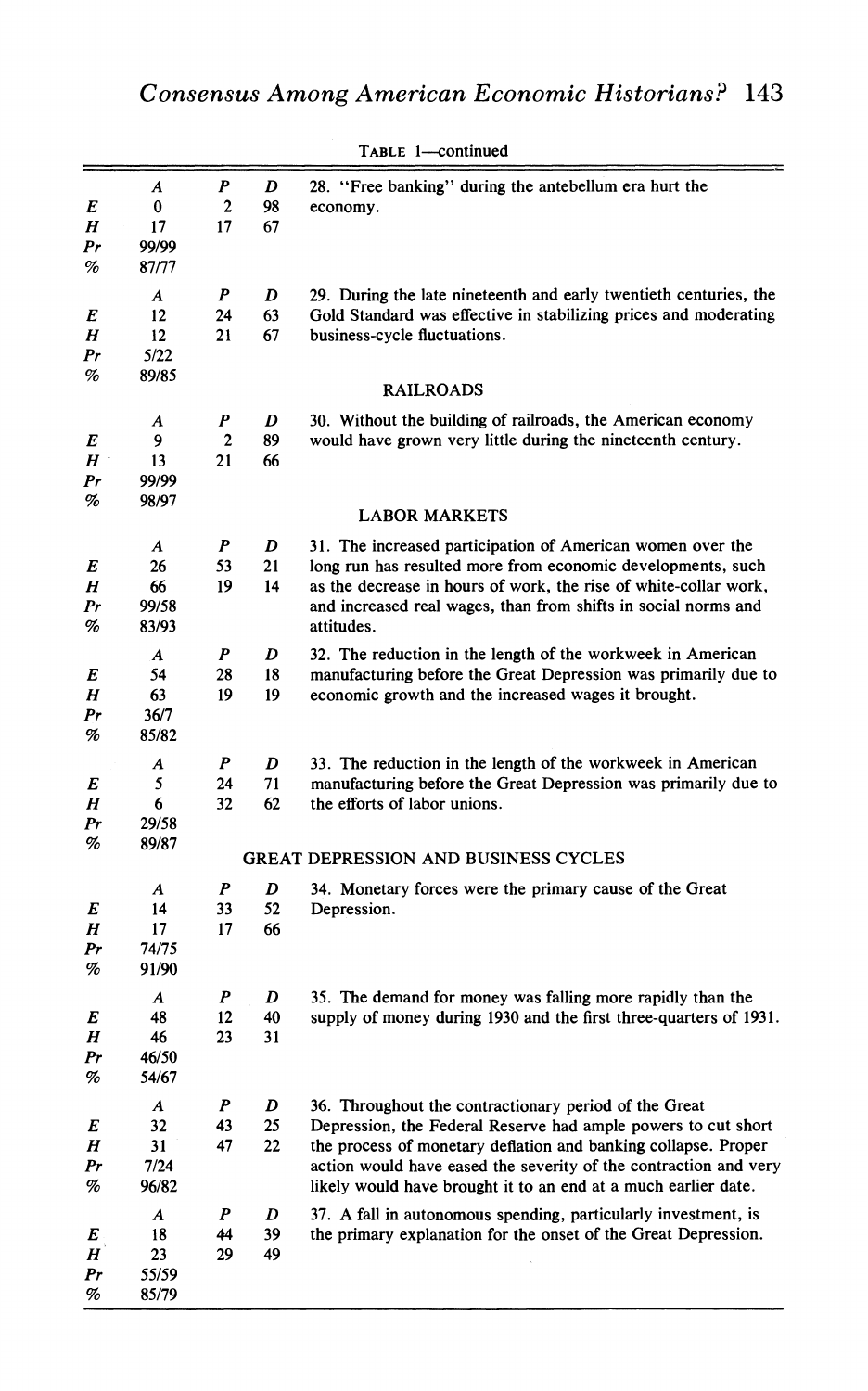TABLE 1—continued

| | A | P | D | |
|---|---|---|---|---|
| | A | P | D | 28. "Free banking" during the antebellum era hurt the economy. |
| E | 0 | 2 | 98 | |
| H | 17 | 17 | 67 | |
| Pr | 99/99 | | | |
| % | 87/77 | | | |
| | A | P | D | 29. During the late nineteenth and early twentieth centuries, the Gold Standard was effective in stabilizing prices and moderating business-cycle fluctuations. |
| E | 12 | 24 | 63 | |
| H | 12 | 21 | 67 | |
| Pr | 5/22 | | | |
| % | 89/85 | | | |
| | | | | **RAILROADS** |
| | A | P | D | 30. Without the building of railroads, the American economy would have grown very little during the nineteenth century. |
| E | 9 | 2 | 89 | |
| H | 13 | 21 | 66 | |
| Pr | 99/99 | | | |
| % | 98/97 | | | |
| | | | | **LABOR MARKETS** |
| | A | P | D | 31. The increased participation of American women over the long run has resulted more from economic developments, such as the decrease in hours of work, the rise of white-collar work, and increased real wages, than from shifts in social norms and attitudes. |
| E | 26 | 53 | 21 | |
| H | 66 | 19 | 14 | |
| Pr | 99/58 | | | |
| % | 83/93 | | | |
| | A | P | D | 32. The reduction in the length of the workweek in American manufacturing before the Great Depression was primarily due to economic growth and the increased wages it brought. |
| E | 54 | 28 | 18 | |
| H | 63 | 19 | 19 | |
| Pr | 36/7 | | | |
| % | 85/82 | | | |
| | A | P | D | 33. The reduction in the length of the workweek in American manufacturing before the Great Depression was primarily due to the efforts of labor unions. |
| E | 5 | 24 | 71 | |
| H | 6 | 32 | 62 | |
| Pr | 29/58 | | | |
| % | 89/87 | | | |
| | | | | **GREAT DEPRESSION AND BUSINESS CYCLES** |
| | A | P | D | 34. Monetary forces were the primary cause of the Great Depression. |
| E | 14 | 33 | 52 | |
| H | 17 | 17 | 66 | |
| Pr | 74/75 | | | |
| % | 91/90 | | | |
| | A | P | D | 35. The demand for money was falling more rapidly than the supply of money during 1930 and the first three-quarters of 1931. |
| E | 48 | 12 | 40 | |
| H | 46 | 23 | 31 | |
| Pr | 46/50 | | | |
| % | 54/67 | | | |
| | A | P | D | 36. Throughout the contractionary period of the Great Depression, the Federal Reserve had ample powers to cut short the process of monetary deflation and banking collapse. Proper action would have eased the severity of the contraction and very likely would have brought it to an end at a much earlier date. |
| E | 32 | 43 | 25 | |
| H | 31 | 47 | 22 | |
| Pr | 7/24 | | | |
| % | 96/82 | | | |
| | A | P | D | 37. A fall in autonomous spending, particularly investment, is the primary explanation for the onset of the Great Depression. |
| E | 18 | 44 | 39 | |
| H | 23 | 29 | 49 | |
| Pr | 55/59 | | | |
| % | 85/79 | | | |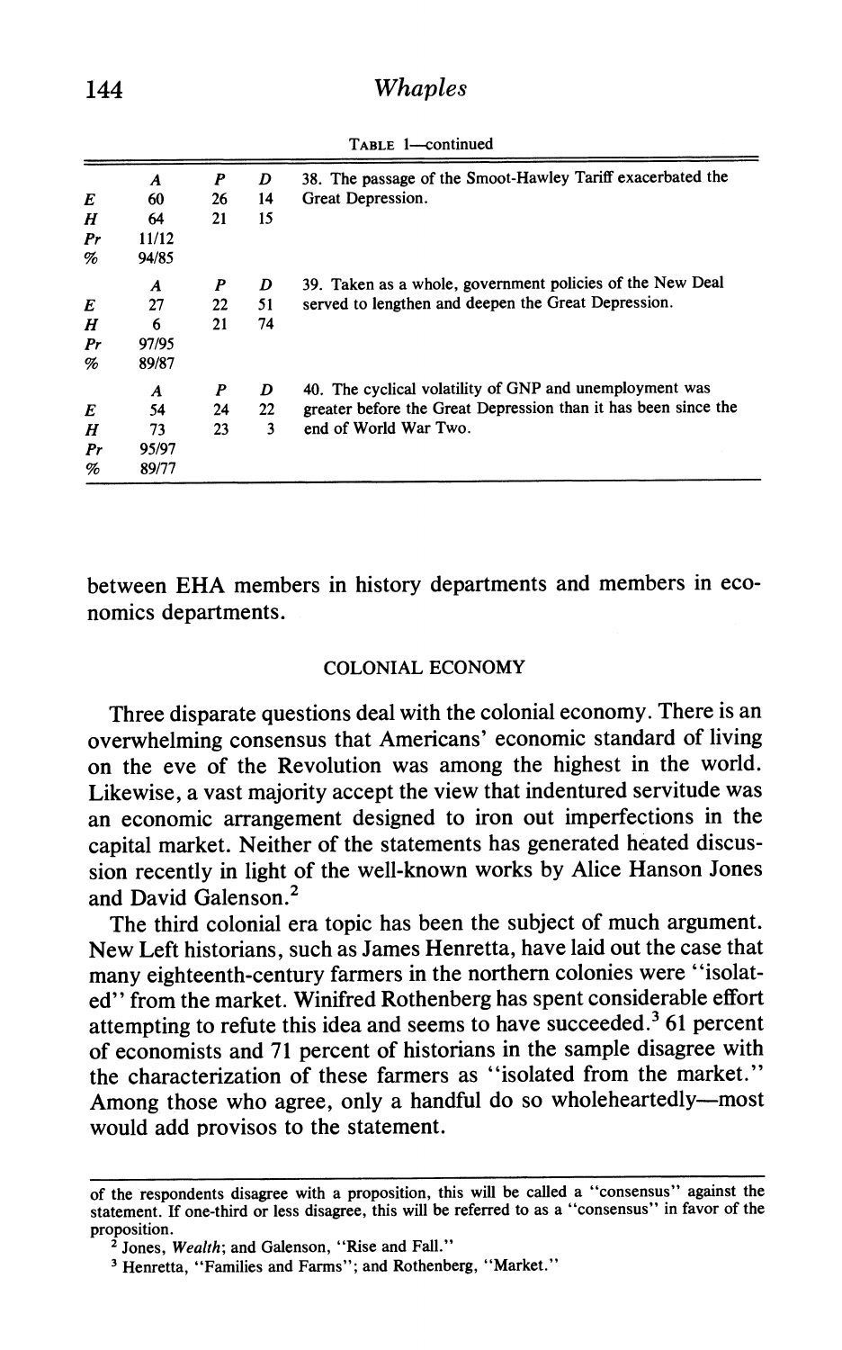TABLE 1—continued

| | A | P | D | |
|---|---|---|---|---|
| | A | P | D | 38. The passage of the Smoot-Hawley Tariff exacerbated the Great Depression. |
| E | 60 | 26 | 14 | |
| H | 64 | 21 | 15 | |
| Pr | 11/12 | | | |
| % | 94/85 | | | |
| | A | P | D | 39. Taken as a whole, government policies of the New Deal served to lengthen and deepen the Great Depression. |
| E | 27 | 22 | 51 | |
| H | 6 | 21 | 74 | |
| Pr | 97/95 | | | |
| % | 89/87 | | | |
| | A | P | D | 40. The cyclical volatility of GNP and unemployment was greater before the Great Depression than it has been since the end of World War Two. |
| E | 54 | 24 | 22 | |
| H | 73 | 23 | 3 | |
| Pr | 95/97 | | | |
| % | 89/77 | | | |

between EHA members in history departments and members in economics departments.

## COLONIAL ECONOMY

Three disparate questions deal with the colonial economy. There is an overwhelming consensus that Americans' economic standard of living on the eve of the Revolution was among the highest in the world. Likewise, a vast majority accept the view that indentured servitude was an economic arrangement designed to iron out imperfections in the capital market. Neither of the statements has generated heated discussion recently in light of the well-known works by Alice Hanson Jones and David Galenson.[2]

The third colonial era topic has been the subject of much argument. New Left historians, such as James Henretta, have laid out the case that many eighteenth-century farmers in the northern colonies were "isolated" from the market. Winifred Rothenberg has spent considerable effort attempting to refute this idea and seems to have succeeded.[3] 61 percent of economists and 71 percent of historians in the sample disagree with the characterization of these farmers as "isolated from the market." Among those who agree, only a handful do so wholeheartedly—most would add provisos to the statement.

---

of the respondents disagree with a proposition, this will be called a "consensus" against the statement. If one-third or less disagree, this will be referred to as a "consensus" in favor of the proposition.

[2] Jones, *Wealth*; and Galenson, "Rise and Fall."

[3] Henretta, "Families and Farms"; and Rothenberg, "Market."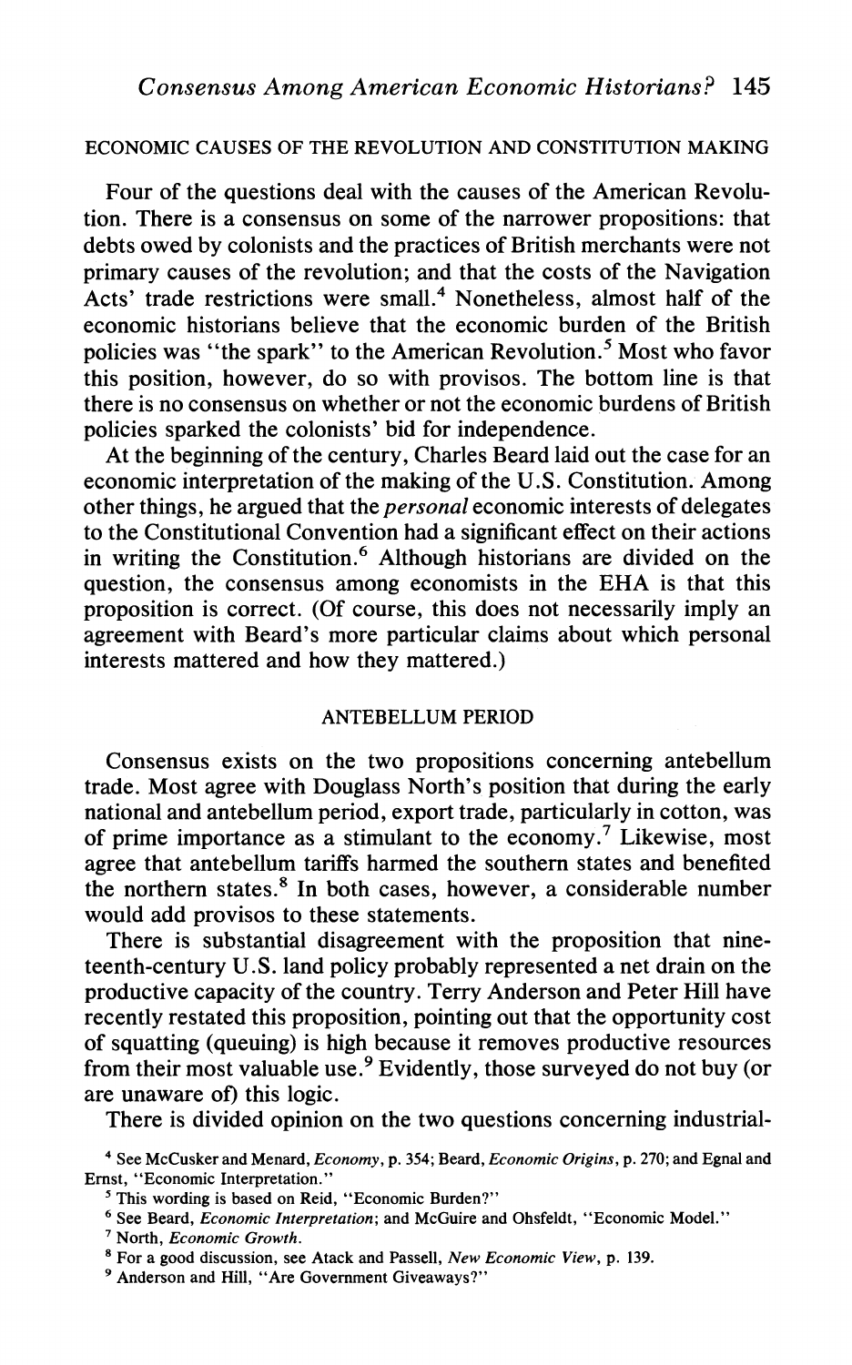## ECONOMIC CAUSES OF THE REVOLUTION AND CONSTITUTION MAKING

Four of the questions deal with the causes of the American Revolution. There is a consensus on some of the narrower propositions: that debts owed by colonists and the practices of British merchants were not primary causes of the revolution; and that the costs of the Navigation Acts' trade restrictions were small.[4] Nonetheless, almost half of the economic historians believe that the economic burden of the British policies was "the spark" to the American Revolution.[5] Most who favor this position, however, do so with provisos. The bottom line is that there is no consensus on whether or not the economic burdens of British policies sparked the colonists' bid for independence.

At the beginning of the century, Charles Beard laid out the case for an economic interpretation of the making of the U.S. Constitution. Among other things, he argued that the *personal* economic interests of delegates to the Constitutional Convention had a significant effect on their actions in writing the Constitution.[6] Although historians are divided on the question, the consensus among economists in the EHA is that this proposition is correct. (Of course, this does not necessarily imply an agreement with Beard's more particular claims about which personal interests mattered and how they mattered.)

## ANTEBELLUM PERIOD

Consensus exists on the two propositions concerning antebellum trade. Most agree with Douglass North's position that during the early national and antebellum period, export trade, particularly in cotton, was of prime importance as a stimulant to the economy.[7] Likewise, most agree that antebellum tariffs harmed the southern states and benefited the northern states.[8] In both cases, however, a considerable number would add provisos to these statements.

There is substantial disagreement with the proposition that nineteenth-century U.S. land policy probably represented a net drain on the productive capacity of the country. Terry Anderson and Peter Hill have recently restated this proposition, pointing out that the opportunity cost of squatting (queuing) is high because it removes productive resources from their most valuable use.[9] Evidently, those surveyed do not buy (or are unaware of) this logic.

There is divided opinion on the two questions concerning industrial-

[4] See McCusker and Menard, *Economy*, p. 354; Beard, *Economic Origins*, p. 270; and Egnal and Ernst, "Economic Interpretation."

[5] This wording is based on Reid, "Economic Burden?"

[6] See Beard, *Economic Interpretation*; and McGuire and Ohsfeldt, "Economic Model."

[7] North, *Economic Growth*.

[8] For a good discussion, see Atack and Passell, *New Economic View*, p. 139.

[9] Anderson and Hill, "Are Government Giveaways?"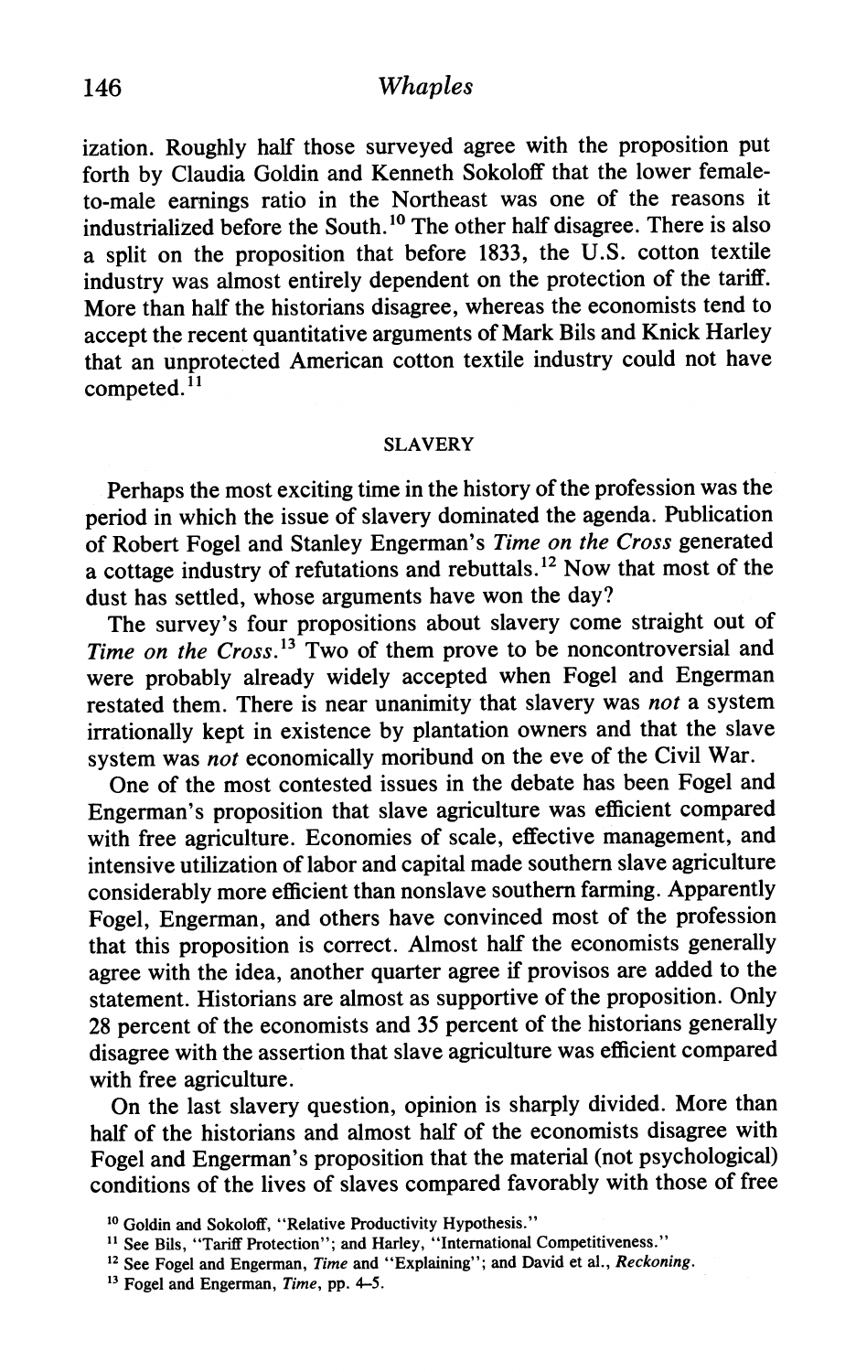ization. Roughly half those surveyed agree with the proposition put forth by Claudia Goldin and Kenneth Sokoloff that the lower female-to-male earnings ratio in the Northeast was one of the reasons it industrialized before the South.[10] The other half disagree. There is also a split on the proposition that before 1833, the U.S. cotton textile industry was almost entirely dependent on the protection of the tariff. More than half the historians disagree, whereas the economists tend to accept the recent quantitative arguments of Mark Bils and Knick Harley that an unprotected American cotton textile industry could not have competed.[11]

## SLAVERY

Perhaps the most exciting time in the history of the profession was the period in which the issue of slavery dominated the agenda. Publication of Robert Fogel and Stanley Engerman's *Time on the Cross* generated a cottage industry of refutations and rebuttals.[12] Now that most of the dust has settled, whose arguments have won the day?

The survey's four propositions about slavery come straight out of *Time on the Cross*.[13] Two of them prove to be noncontroversial and were probably already widely accepted when Fogel and Engerman restated them. There is near unanimity that slavery was *not* a system irrationally kept in existence by plantation owners and that the slave system was *not* economically moribund on the eve of the Civil War.

One of the most contested issues in the debate has been Fogel and Engerman's proposition that slave agriculture was efficient compared with free agriculture. Economies of scale, effective management, and intensive utilization of labor and capital made southern slave agriculture considerably more efficient than nonslave southern farming. Apparently Fogel, Engerman, and others have convinced most of the profession that this proposition is correct. Almost half the economists generally agree with the idea, another quarter agree if provisos are added to the statement. Historians are almost as supportive of the proposition. Only 28 percent of the economists and 35 percent of the historians generally disagree with the assertion that slave agriculture was efficient compared with free agriculture.

On the last slavery question, opinion is sharply divided. More than half of the historians and almost half of the economists disagree with Fogel and Engerman's proposition that the material (not psychological) conditions of the lives of slaves compared favorably with those of free

[10] Goldin and Sokoloff, "Relative Productivity Hypothesis."

[11] See Bils, "Tariff Protection"; and Harley, "International Competitiveness."

[12] See Fogel and Engerman, *Time* and "Explaining"; and David et al., *Reckoning*.

[13] Fogel and Engerman, *Time*, pp. 4–5.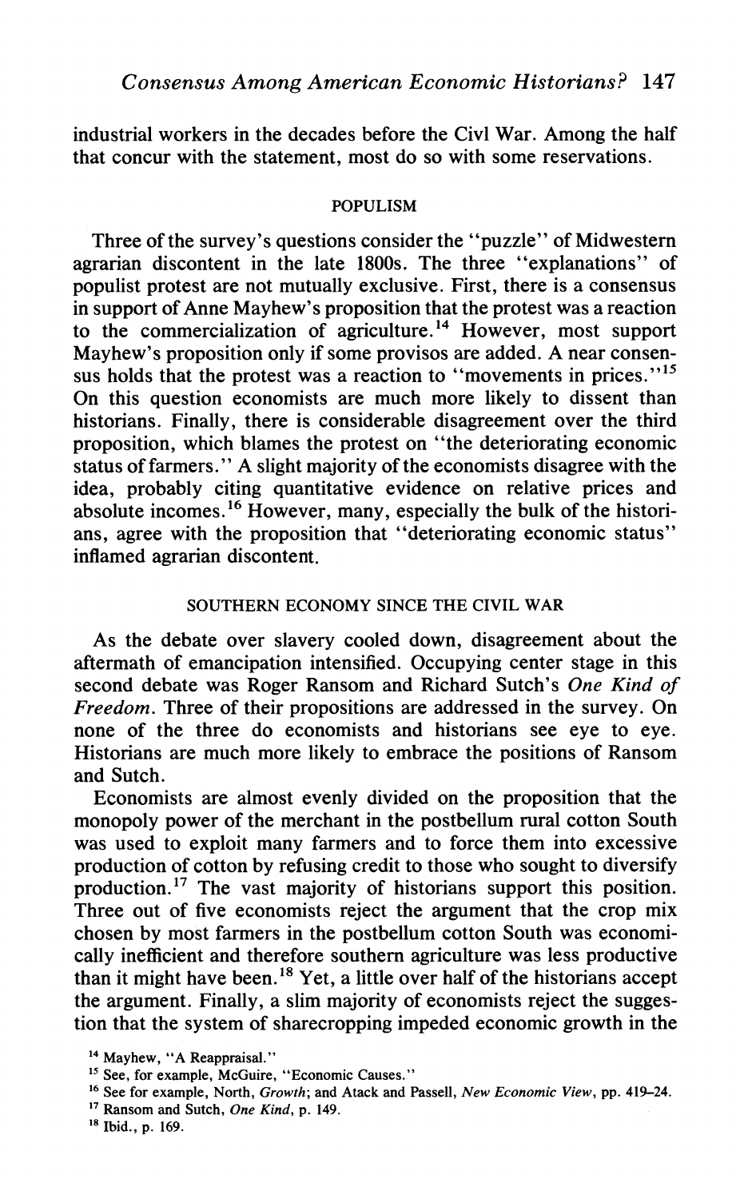industrial workers in the decades before the Civl War. Among the half that concur with the statement, most do so with some reservations.

## POPULISM

Three of the survey's questions consider the "puzzle" of Midwestern agrarian discontent in the late 1800s. The three "explanations" of populist protest are not mutually exclusive. First, there is a consensus in support of Anne Mayhew's proposition that the protest was a reaction to the commercialization of agriculture.[14] However, most support Mayhew's proposition only if some provisos are added. A near consensus holds that the protest was a reaction to "movements in prices."[15] On this question economists are much more likely to dissent than historians. Finally, there is considerable disagreement over the third proposition, which blames the protest on "the deteriorating economic status of farmers." A slight majority of the economists disagree with the idea, probably citing quantitative evidence on relative prices and absolute incomes.[16] However, many, especially the bulk of the historians, agree with the proposition that "deteriorating economic status" inflamed agrarian discontent.

## SOUTHERN ECONOMY SINCE THE CIVIL WAR

As the debate over slavery cooled down, disagreement about the aftermath of emancipation intensified. Occupying center stage in this second debate was Roger Ransom and Richard Sutch's *One Kind of Freedom*. Three of their propositions are addressed in the survey. On none of the three do economists and historians see eye to eye. Historians are much more likely to embrace the positions of Ransom and Sutch.

Economists are almost evenly divided on the proposition that the monopoly power of the merchant in the postbellum rural cotton South was used to exploit many farmers and to force them into excessive production of cotton by refusing credit to those who sought to diversify production.[17] The vast majority of historians support this position. Three out of five economists reject the argument that the crop mix chosen by most farmers in the postbellum cotton South was economically inefficient and therefore southern agriculture was less productive than it might have been.[18] Yet, a little over half of the historians accept the argument. Finally, a slim majority of economists reject the suggestion that the system of sharecropping impeded economic growth in the

[14] Mayhew, "A Reappraisal."

[15] See, for example, McGuire, "Economic Causes."

[16] See for example, North, *Growth*; and Atack and Passell, *New Economic View*, pp. 419–24.

[17] Ransom and Sutch, *One Kind*, p. 149.

[18] Ibid., p. 169.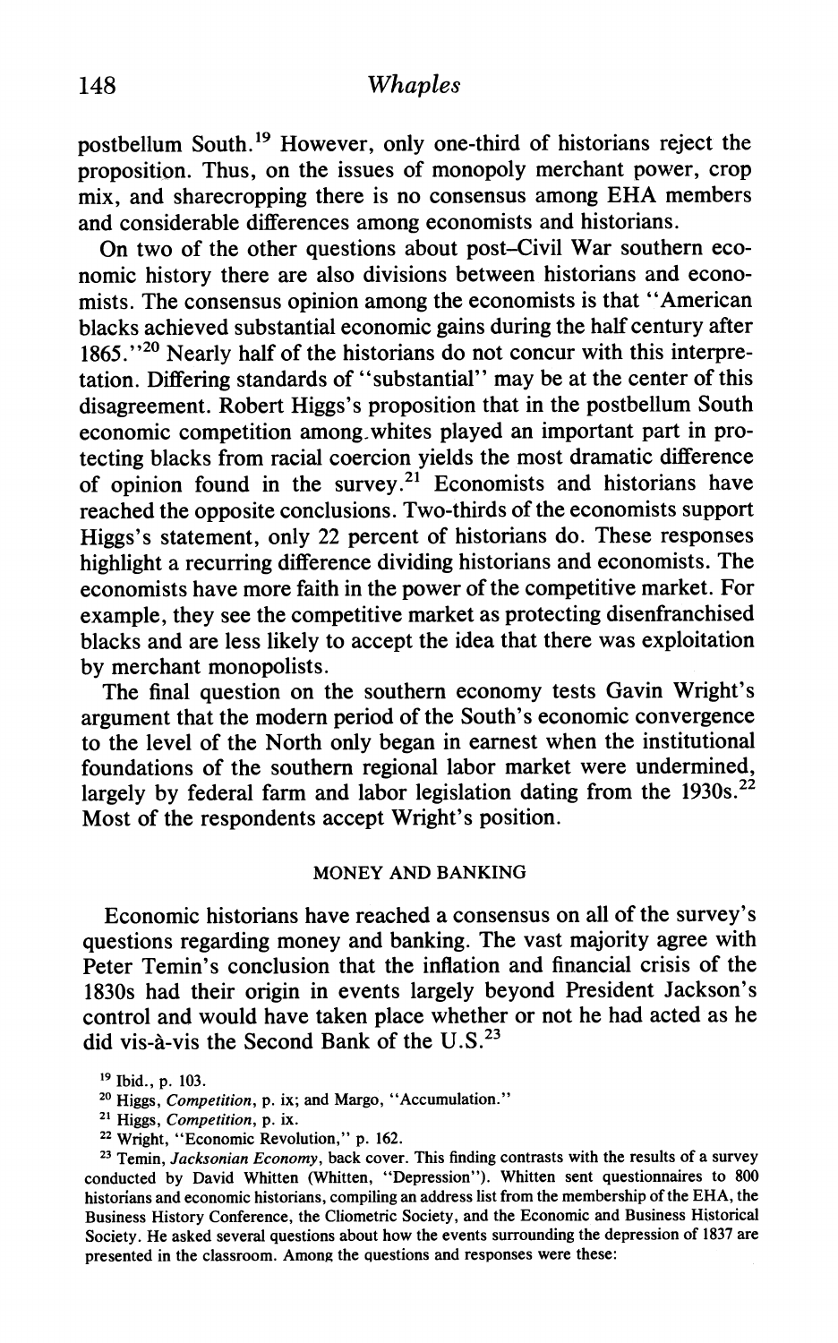postbellum South.[19] However, only one-third of historians reject the proposition. Thus, on the issues of monopoly merchant power, crop mix, and sharecropping there is no consensus among EHA members and considerable differences among economists and historians.

On two of the other questions about post–Civil War southern economic history there are also divisions between historians and economists. The consensus opinion among the economists is that "American blacks achieved substantial economic gains during the half century after 1865."[20] Nearly half of the historians do not concur with this interpretation. Differing standards of "substantial" may be at the center of this disagreement. Robert Higgs's proposition that in the postbellum South economic competition among whites played an important part in protecting blacks from racial coercion yields the most dramatic difference of opinion found in the survey.[21] Economists and historians have reached the opposite conclusions. Two-thirds of the economists support Higgs's statement, only 22 percent of historians do. These responses highlight a recurring difference dividing historians and economists. The economists have more faith in the power of the competitive market. For example, they see the competitive market as protecting disenfranchised blacks and are less likely to accept the idea that there was exploitation by merchant monopolists.

The final question on the southern economy tests Gavin Wright's argument that the modern period of the South's economic convergence to the level of the North only began in earnest when the institutional foundations of the southern regional labor market were undermined, largely by federal farm and labor legislation dating from the 1930s.[22] Most of the respondents accept Wright's position.

## MONEY AND BANKING

Economic historians have reached a consensus on all of the survey's questions regarding money and banking. The vast majority agree with Peter Temin's conclusion that the inflation and financial crisis of the 1830s had their origin in events largely beyond President Jackson's control and would have taken place whether or not he had acted as he did vis-à-vis the Second Bank of the U.S.[23]

[19] Ibid., p. 103.

[20] Higgs, *Competition*, p. ix; and Margo, "Accumulation."

[21] Higgs, *Competition*, p. ix.

[22] Wright, "Economic Revolution," p. 162.

[23] Temin, *Jacksonian Economy*, back cover. This finding contrasts with the results of a survey conducted by David Whitten (Whitten, "Depression"). Whitten sent questionnaires to 800 historians and economic historians, compiling an address list from the membership of the EHA, the Business History Conference, the Cliometric Society, and the Economic and Business Historical Society. He asked several questions about how the events surrounding the depression of 1837 are presented in the classroom. Among the questions and responses were these: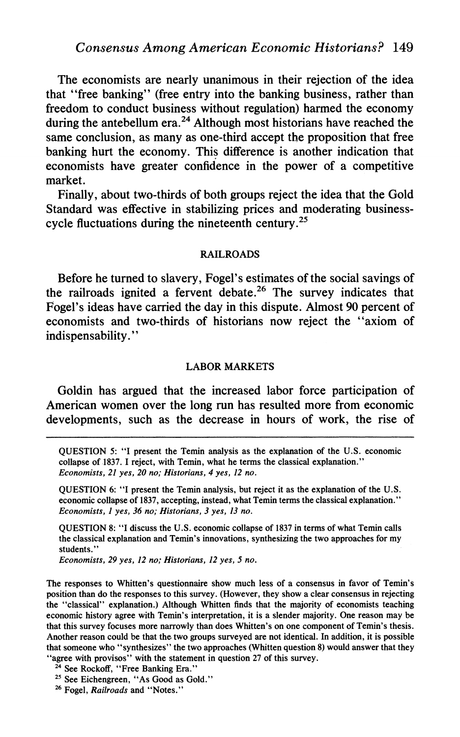The economists are nearly unanimous in their rejection of the idea that "free banking" (free entry into the banking business, rather than freedom to conduct business without regulation) harmed the economy during the antebellum era.[24] Although most historians have reached the same conclusion, as many as one-third accept the proposition that free banking hurt the economy. This difference is another indication that economists have greater confidence in the power of a competitive market.

Finally, about two-thirds of both groups reject the idea that the Gold Standard was effective in stabilizing prices and moderating business-cycle fluctuations during the nineteenth century.[25]

## RAILROADS

Before he turned to slavery, Fogel's estimates of the social savings of the railroads ignited a fervent debate.[26] The survey indicates that Fogel's ideas have carried the day in this dispute. Almost 90 percent of economists and two-thirds of historians now reject the "axiom of indispensability."

## LABOR MARKETS

Goldin has argued that the increased labor force participation of American women over the long run has resulted more from economic developments, such as the decrease in hours of work, the rise of

---

QUESTION 5: "I present the Temin analysis as the explanation of the U.S. economic collapse of 1837. I reject, with Temin, what he terms the classical explanation."
*Economists, 21 yes, 20 no; Historians, 4 yes, 12 no.*

QUESTION 6: "I present the Temin analysis, but reject it as the explanation of the U.S. economic collapse of 1837, accepting, instead, what Temin terms the classical explanation."
*Economists, 1 yes, 36 no; Historians, 3 yes, 13 no.*

QUESTION 8: "I discuss the U.S. economic collapse of 1837 in terms of what Temin calls the classical explanation and Temin's innovations, synthesizing the two approaches for my students."
*Economists, 29 yes, 12 no; Historians, 12 yes, 5 no.*

The responses to Whitten's questionnaire show much less of a consensus in favor of Temin's position than do the responses to this survey. (However, they show a clear consensus in rejecting the "classical" explanation.) Although Whitten finds that the majority of economists teaching economic history agree with Temin's interpretation, it is a slender majority. One reason may be that this survey focuses more narrowly than does Whitten's on one component of Temin's thesis. Another reason could be that the two groups surveyed are not identical. In addition, it is possible that someone who "synthesizes" the two approaches (Whitten question 8) would answer that they "agree with provisos" with the statement in question 27 of this survey.

[24] See Rockoff, "Free Banking Era."

[25] See Eichengreen, "As Good as Gold."

[26] Fogel, *Railroads* and "Notes."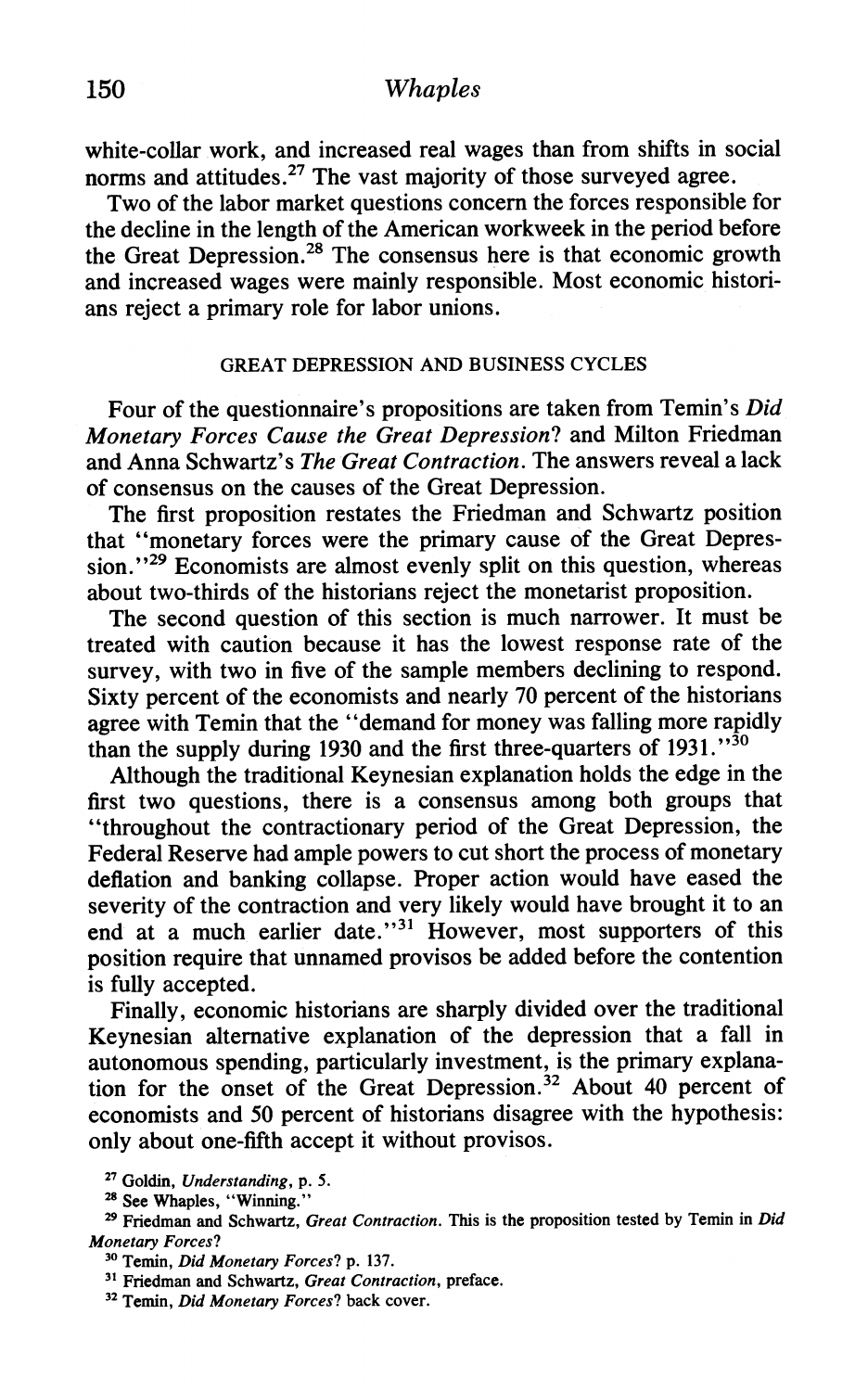white-collar work, and increased real wages than from shifts in social norms and attitudes.[27] The vast majority of those surveyed agree.

Two of the labor market questions concern the forces responsible for the decline in the length of the American workweek in the period before the Great Depression.[28] The consensus here is that economic growth and increased wages were mainly responsible. Most economic historians reject a primary role for labor unions.

## GREAT DEPRESSION AND BUSINESS CYCLES

Four of the questionnaire's propositions are taken from Temin's *Did Monetary Forces Cause the Great Depression*? and Milton Friedman and Anna Schwartz's *The Great Contraction*. The answers reveal a lack of consensus on the causes of the Great Depression.

The first proposition restates the Friedman and Schwartz position that "monetary forces were the primary cause of the Great Depression."[29] Economists are almost evenly split on this question, whereas about two-thirds of the historians reject the monetarist proposition.

The second question of this section is much narrower. It must be treated with caution because it has the lowest response rate of the survey, with two in five of the sample members declining to respond. Sixty percent of the economists and nearly 70 percent of the historians agree with Temin that the "demand for money was falling more rapidly than the supply during 1930 and the first three-quarters of 1931."[30]

Although the traditional Keynesian explanation holds the edge in the first two questions, there is a consensus among both groups that "throughout the contractionary period of the Great Depression, the Federal Reserve had ample powers to cut short the process of monetary deflation and banking collapse. Proper action would have eased the severity of the contraction and very likely would have brought it to an end at a much earlier date."[31] However, most supporters of this position require that unnamed provisos be added before the contention is fully accepted.

Finally, economic historians are sharply divided over the traditional Keynesian alternative explanation of the depression that a fall in autonomous spending, particularly investment, is the primary explanation for the onset of the Great Depression.[32] About 40 percent of economists and 50 percent of historians disagree with the hypothesis: only about one-fifth accept it without provisos.

---

[27] Goldin, *Understanding*, p. 5.

[28] See Whaples, "Winning."

[29] Friedman and Schwartz, *Great Contraction*. This is the proposition tested by Temin in *Did Monetary Forces*?

[30] Temin, *Did Monetary Forces*? p. 137.

[31] Friedman and Schwartz, *Great Contraction*, preface.

[32] Temin, *Did Monetary Forces*? back cover.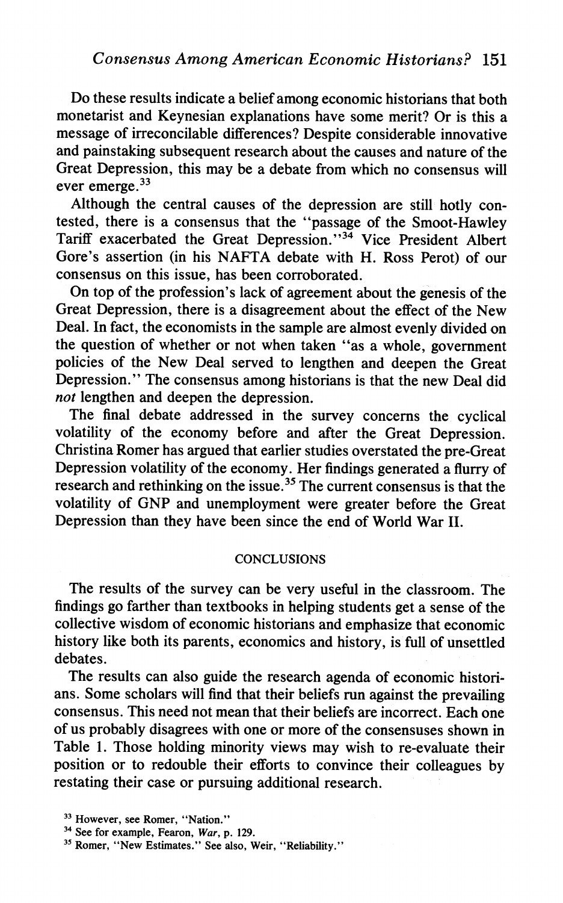Do these results indicate a belief among economic historians that both monetarist and Keynesian explanations have some merit? Or is this a message of irreconcilable differences? Despite considerable innovative and painstaking subsequent research about the causes and nature of the Great Depression, this may be a debate from which no consensus will ever emerge.[33]

Although the central causes of the depression are still hotly contested, there is a consensus that the "passage of the Smoot-Hawley Tariff exacerbated the Great Depression."[34] Vice President Albert Gore's assertion (in his NAFTA debate with H. Ross Perot) of our consensus on this issue, has been corroborated.

On top of the profession's lack of agreement about the genesis of the Great Depression, there is a disagreement about the effect of the New Deal. In fact, the economists in the sample are almost evenly divided on the question of whether or not when taken "as a whole, government policies of the New Deal served to lengthen and deepen the Great Depression." The consensus among historians is that the new Deal did *not* lengthen and deepen the depression.

The final debate addressed in the survey concerns the cyclical volatility of the economy before and after the Great Depression. Christina Romer has argued that earlier studies overstated the pre-Great Depression volatility of the economy. Her findings generated a flurry of research and rethinking on the issue.[35] The current consensus is that the volatility of GNP and unemployment were greater before the Great Depression than they have been since the end of World War II.

## CONCLUSIONS

The results of the survey can be very useful in the classroom. The findings go farther than textbooks in helping students get a sense of the collective wisdom of economic historians and emphasize that economic history like both its parents, economics and history, is full of unsettled debates.

The results can also guide the research agenda of economic historians. Some scholars will find that their beliefs run against the prevailing consensus. This need not mean that their beliefs are incorrect. Each one of us probably disagrees with one or more of the consensuses shown in Table 1. Those holding minority views may wish to re-evaluate their position or to redouble their efforts to convince their colleagues by restating their case or pursuing additional research.

[33] However, see Romer, "Nation."

[34] See for example, Fearon, *War*, p. 129.

[35] Romer, "New Estimates." See also, Weir, "Reliability."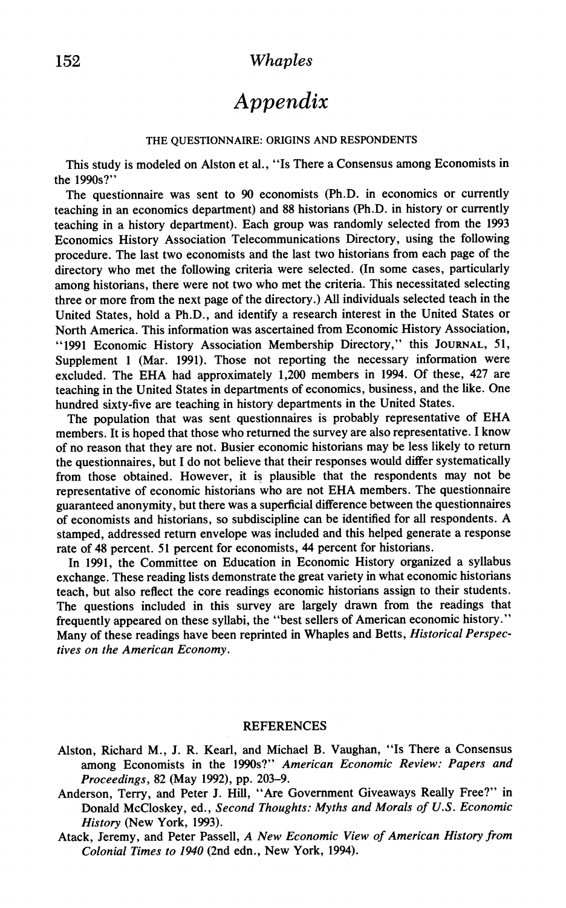# Appendix

## THE QUESTIONNAIRE: ORIGINS AND RESPONDENTS

This study is modeled on Alston et al., "Is There a Consensus among Economists in the 1990s?"

The questionnaire was sent to 90 economists (Ph.D. in economics or currently teaching in an economics department) and 88 historians (Ph.D. in history or currently teaching in a history department). Each group was randomly selected from the 1993 Economics History Association Telecommunications Directory, using the following procedure. The last two economists and the last two historians from each page of the directory who met the following criteria were selected. (In some cases, particularly among historians, there were not two who met the criteria. This necessitated selecting three or more from the next page of the directory.) All individuals selected teach in the United States, hold a Ph.D., and identify a research interest in the United States or North America. This information was ascertained from Economic History Association, "1991 Economic History Association Membership Directory," this JOURNAL, 51, Supplement 1 (Mar. 1991). Those not reporting the necessary information were excluded. The EHA had approximately 1,200 members in 1994. Of these, 427 are teaching in the United States in departments of economics, business, and the like. One hundred sixty-five are teaching in history departments in the United States.

The population that was sent questionnaires is probably representative of EHA members. It is hoped that those who returned the survey are also representative. I know of no reason that they are not. Busier economic historians may be less likely to return the questionnaires, but I do not believe that their responses would differ systematically from those obtained. However, it is plausible that the respondents may not be representative of economic historians who are not EHA members. The questionnaire guaranteed anonymity, but there was a superficial difference between the questionnaires of economists and historians, so subdiscipline can be identified for all respondents. A stamped, addressed return envelope was included and this helped generate a response rate of 48 percent. 51 percent for economists, 44 percent for historians.

In 1991, the Committee on Education in Economic History organized a syllabus exchange. These reading lists demonstrate the great variety in what economic historians teach, but also reflect the core readings economic historians assign to their students. The questions included in this survey are largely drawn from the readings that frequently appeared on these syllabi, the "best sellers of American economic history." Many of these readings have been reprinted in Whaples and Betts, *Historical Perspectives on the American Economy*.

## REFERENCES

Alston, Richard M., J. R. Kearl, and Michael B. Vaughan, "Is There a Consensus among Economists in the 1990s?" *American Economic Review: Papers and Proceedings*, 82 (May 1992), pp. 203–9.

Anderson, Terry, and Peter J. Hill, "Are Government Giveaways Really Free?" in Donald McCloskey, ed., *Second Thoughts: Myths and Morals of U.S. Economic History* (New York, 1993).

Atack, Jeremy, and Peter Passell, *A New Economic View of American History from Colonial Times to 1940* (2nd edn., New York, 1994).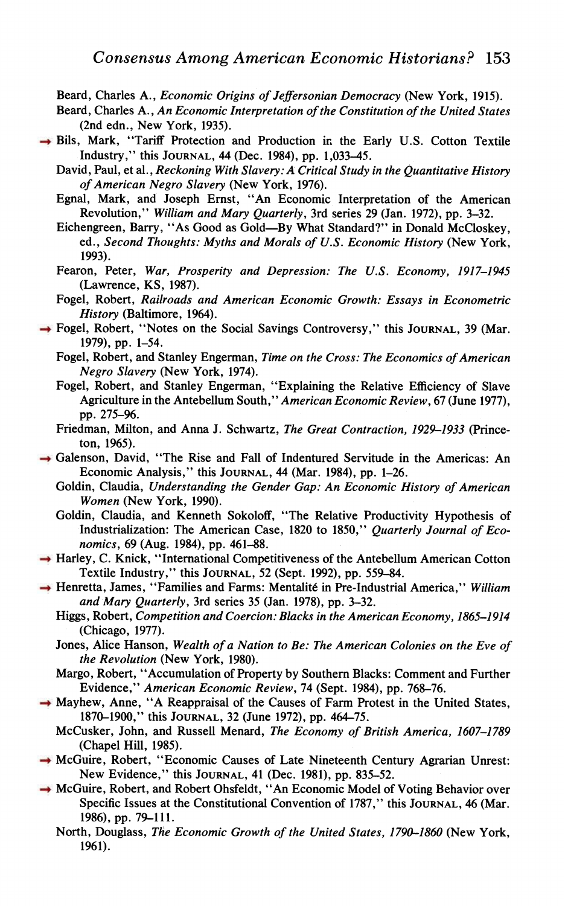Beard, Charles A., *Economic Origins of Jeffersonian Democracy* (New York, 1915).

Beard, Charles A., *An Economic Interpretation of the Constitution of the United States* (2nd edn., New York, 1935).

→ Bils, Mark, "Tariff Protection and Production in the Early U.S. Cotton Textile Industry," this JOURNAL, 44 (Dec. 1984), pp. 1,033–45.

David, Paul, et al., *Reckoning With Slavery: A Critical Study in the Quantitative History of American Negro Slavery* (New York, 1976).

Egnal, Mark, and Joseph Ernst, "An Economic Interpretation of the American Revolution," *William and Mary Quarterly*, 3rd series 29 (Jan. 1972), pp. 3–32.

Eichengreen, Barry, "As Good as Gold—By What Standard?" in Donald McCloskey, ed., *Second Thoughts: Myths and Morals of U.S. Economic History* (New York, 1993).

Fearon, Peter, *War, Prosperity and Depression: The U.S. Economy, 1917–1945* (Lawrence, KS, 1987).

Fogel, Robert, *Railroads and American Economic Growth: Essays in Econometric History* (Baltimore, 1964).

→ Fogel, Robert, "Notes on the Social Savings Controversy," this JOURNAL, 39 (Mar. 1979), pp. 1–54.

Fogel, Robert, and Stanley Engerman, *Time on the Cross: The Economics of American Negro Slavery* (New York, 1974).

Fogel, Robert, and Stanley Engerman, "Explaining the Relative Efficiency of Slave Agriculture in the Antebellum South," *American Economic Review*, 67 (June 1977), pp. 275–96.

Friedman, Milton, and Anna J. Schwartz, *The Great Contraction, 1929–1933* (Princeton, 1965).

→ Galenson, David, "The Rise and Fall of Indentured Servitude in the Americas: An Economic Analysis," this JOURNAL, 44 (Mar. 1984), pp. 1–26.

Goldin, Claudia, *Understanding the Gender Gap: An Economic History of American Women* (New York, 1990).

Goldin, Claudia, and Kenneth Sokoloff, "The Relative Productivity Hypothesis of Industrialization: The American Case, 1820 to 1850," *Quarterly Journal of Economics*, 69 (Aug. 1984), pp. 461–88.

→ Harley, C. Knick, "International Competitiveness of the Antebellum American Cotton Textile Industry," this JOURNAL, 52 (Sept. 1992), pp. 559–84.

→ Henretta, James, "Families and Farms: Mentalité in Pre-Industrial America," *William and Mary Quarterly*, 3rd series 35 (Jan. 1978), pp. 3–32.

Higgs, Robert, *Competition and Coercion: Blacks in the American Economy, 1865–1914* (Chicago, 1977).

Jones, Alice Hanson, *Wealth of a Nation to Be: The American Colonies on the Eve of the Revolution* (New York, 1980).

Margo, Robert, "Accumulation of Property by Southern Blacks: Comment and Further Evidence," *American Economic Review*, 74 (Sept. 1984), pp. 768–76.

→ Mayhew, Anne, "A Reappraisal of the Causes of Farm Protest in the United States, 1870–1900," this JOURNAL, 32 (June 1972), pp. 464–75.

McCusker, John, and Russell Menard, *The Economy of British America, 1607–1789* (Chapel Hill, 1985).

→ McGuire, Robert, "Economic Causes of Late Nineteenth Century Agrarian Unrest: New Evidence," this JOURNAL, 41 (Dec. 1981), pp. 835–52.

→ McGuire, Robert, and Robert Ohsfeldt, "An Economic Model of Voting Behavior over Specific Issues at the Constitutional Convention of 1787," this JOURNAL, 46 (Mar. 1986), pp. 79–111.

North, Douglass, *The Economic Growth of the United States, 1790–1860* (New York, 1961).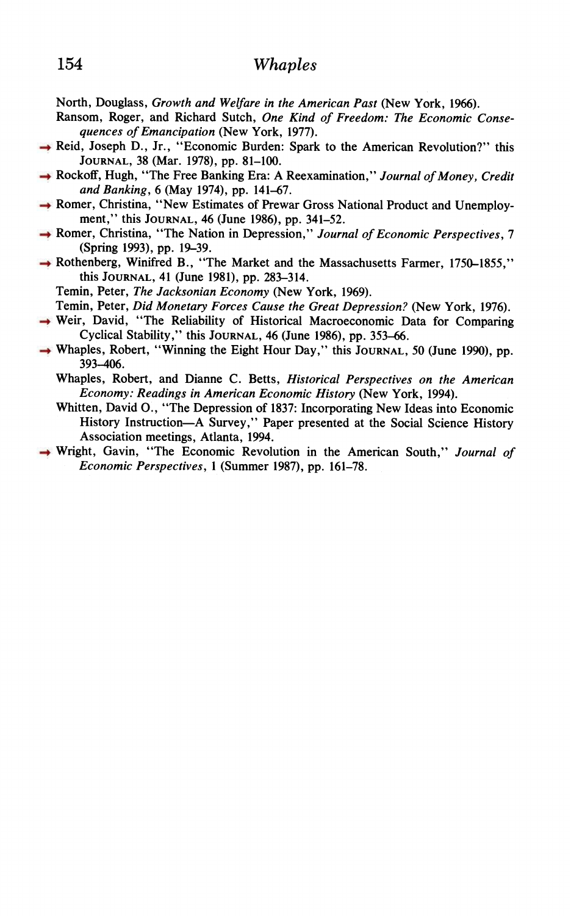North, Douglass, *Growth and Welfare in the American Past* (New York, 1966).

Ransom, Roger, and Richard Sutch, *One Kind of Freedom: The Economic Consequences of Emancipation* (New York, 1977).

→ Reid, Joseph D., Jr., "Economic Burden: Spark to the American Revolution?" this JOURNAL, 38 (Mar. 1978), pp. 81–100.

→ Rockoff, Hugh, "The Free Banking Era: A Reexamination," *Journal of Money, Credit and Banking*, 6 (May 1974), pp. 141–67.

→ Romer, Christina, "New Estimates of Prewar Gross National Product and Unemployment," this JOURNAL, 46 (June 1986), pp. 341–52.

→ Romer, Christina, "The Nation in Depression," *Journal of Economic Perspectives*, 7 (Spring 1993), pp. 19–39.

→ Rothenberg, Winifred B., "The Market and the Massachusetts Farmer, 1750–1855," this JOURNAL, 41 (June 1981), pp. 283–314.

Temin, Peter, *The Jacksonian Economy* (New York, 1969).

Temin, Peter, *Did Monetary Forces Cause the Great Depression?* (New York, 1976).

→ Weir, David, "The Reliability of Historical Macroeconomic Data for Comparing Cyclical Stability," this JOURNAL, 46 (June 1986), pp. 353–66.

→ Whaples, Robert, "Winning the Eight Hour Day," this JOURNAL, 50 (June 1990), pp. 393–406.

Whaples, Robert, and Dianne C. Betts, *Historical Perspectives on the American Economy: Readings in American Economic History* (New York, 1994).

Whitten, David O., "The Depression of 1837: Incorporating New Ideas into Economic History Instruction—A Survey," Paper presented at the Social Science History Association meetings, Atlanta, 1994.

→ Wright, Gavin, "The Economic Revolution in the American South," *Journal of Economic Perspectives*, 1 (Summer 1987), pp. 161–78.